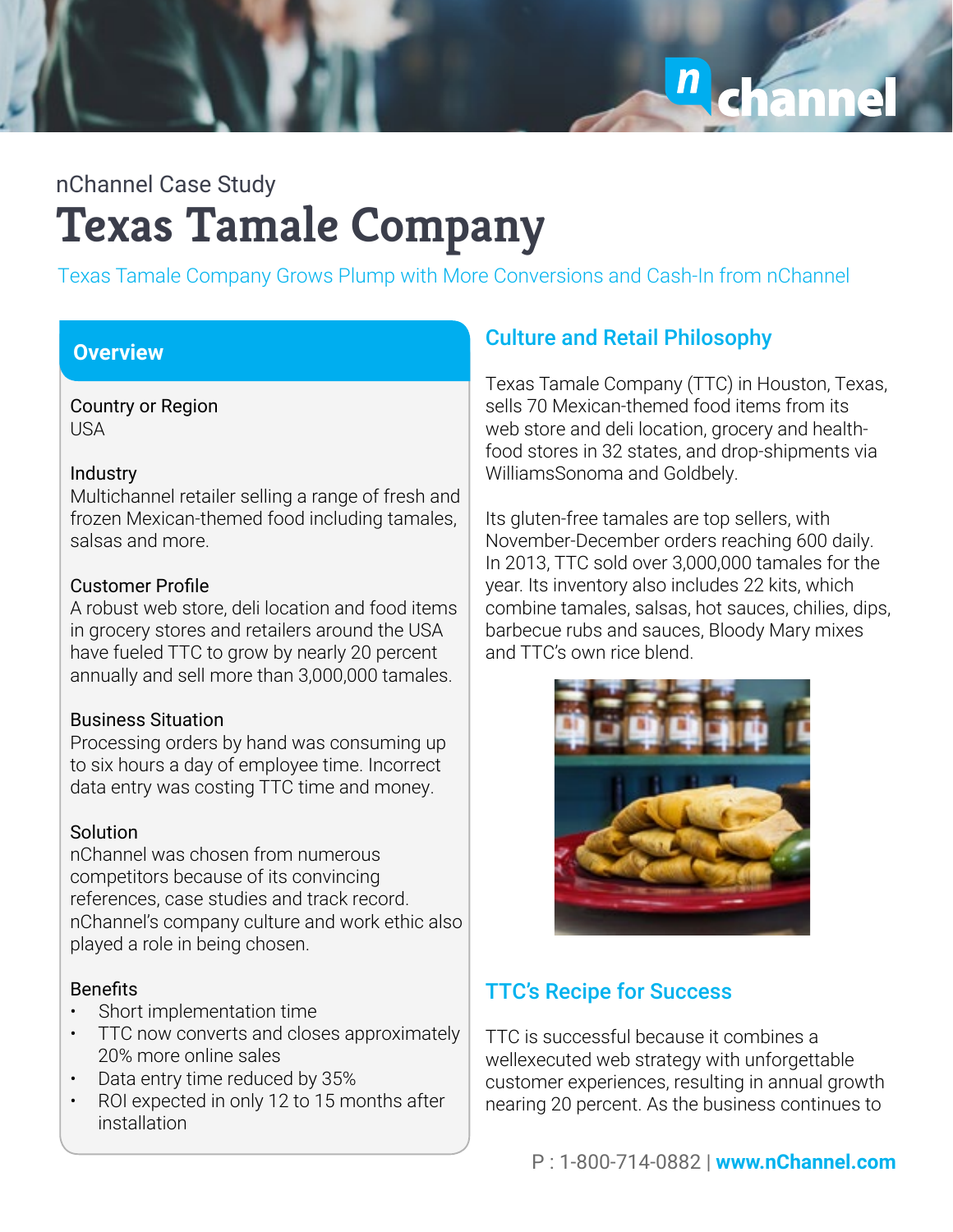nChannel Case Study

# Texas Tamale Company

Texas Tamale Company Grows Plump with More Conversions and Cash-In from nChannel

## Overview

**Country or Region**
USA

**Industry**
Multichannel retailer selling a range of fresh and frozen Mexican-themed food including tamales, salsas and more.

**Customer Profile**
A robust web store, deli location and food items in grocery stores and retailers around the USA have fueled TTC to grow by nearly 20 percent annually and sell more than 3,000,000 tamales.

**Business Situation**
Processing orders by hand was consuming up to six hours a day of employee time. Incorrect data entry was costing TTC time and money.

**Solution**
nChannel was chosen from numerous competitors because of its convincing references, case studies and track record. nChannel's company culture and work ethic also played a role in being chosen.

**Benefits**

- Short implementation time
- TTC now converts and closes approximately 20% more online sales
- Data entry time reduced by 35%
- ROI expected in only 12 to 15 months after installation

## Culture and Retail Philosophy

Texas Tamale Company (TTC) in Houston, Texas, sells 70 Mexican-themed food items from its web store and deli location, grocery and health-food stores in 32 states, and drop-shipments via WilliamsSonoma and Goldbely.

Its gluten-free tamales are top sellers, with November-December orders reaching 600 daily. In 2013, TTC sold over 3,000,000 tamales for the year. Its inventory also includes 22 kits, which combine tamales, salsas, hot sauces, chilies, dips, barbecue rubs and sauces, Bloody Mary mixes and TTC's own rice blend.

## TTC's Recipe for Success

TTC is successful because it combines a wellexecuted web strategy with unforgettable customer experiences, resulting in annual growth nearing 20 percent. As the business continues to

P : 1-800-714-0882 | www.nChannel.com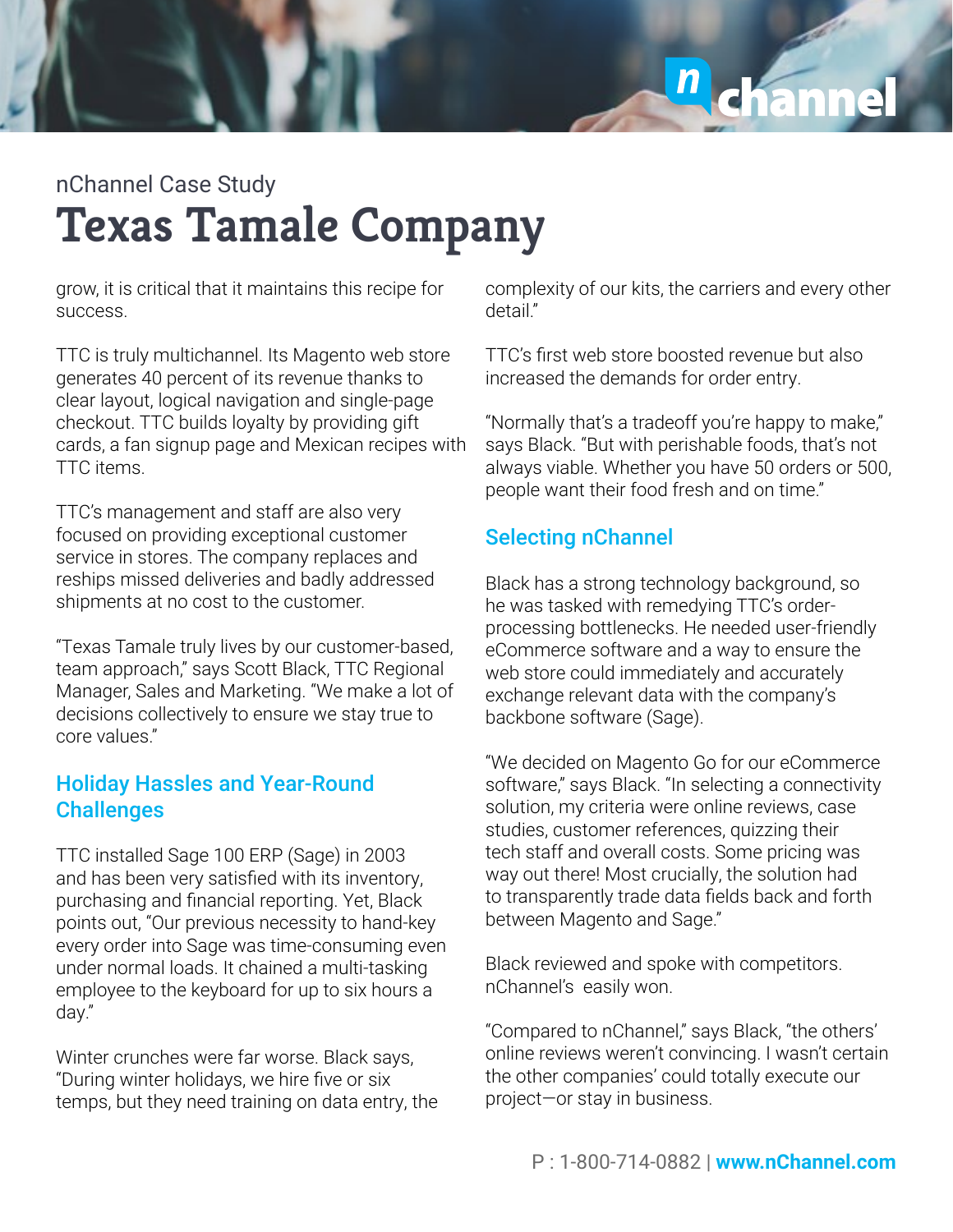nChannel Case Study

# Texas Tamale Company

grow, it is critical that it maintains this recipe for success.

TTC is truly multichannel. Its Magento web store generates 40 percent of its revenue thanks to clear layout, logical navigation and single-page checkout. TTC builds loyalty by providing gift cards, a fan signup page and Mexican recipes with TTC items.

TTC's management and staff are also very focused on providing exceptional customer service in stores. The company replaces and reships missed deliveries and badly addressed shipments at no cost to the customer.

"Texas Tamale truly lives by our customer-based, team approach," says Scott Black, TTC Regional Manager, Sales and Marketing. "We make a lot of decisions collectively to ensure we stay true to core values."

## Holiday Hassles and Year-Round Challenges

TTC installed Sage 100 ERP (Sage) in 2003 and has been very satisfied with its inventory, purchasing and financial reporting. Yet, Black points out, "Our previous necessity to hand-key every order into Sage was time-consuming even under normal loads. It chained a multi-tasking employee to the keyboard for up to six hours a day."

Winter crunches were far worse. Black says, "During winter holidays, we hire five or six temps, but they need training on data entry, the complexity of our kits, the carriers and every other detail."

TTC's first web store boosted revenue but also increased the demands for order entry.

"Normally that's a tradeoff you're happy to make," says Black. "But with perishable foods, that's not always viable. Whether you have 50 orders or 500, people want their food fresh and on time."

## Selecting nChannel

Black has a strong technology background, so he was tasked with remedying TTC's order-processing bottlenecks. He needed user-friendly eCommerce software and a way to ensure the web store could immediately and accurately exchange relevant data with the company's backbone software (Sage).

"We decided on Magento Go for our eCommerce software," says Black. "In selecting a connectivity solution, my criteria were online reviews, case studies, customer references, quizzing their tech staff and overall costs. Some pricing was way out there! Most crucially, the solution had to transparently trade data fields back and forth between Magento and Sage."

Black reviewed and spoke with competitors. nChannel's easily won.

"Compared to nChannel," says Black, "the others' online reviews weren't convincing. I wasn't certain the other companies' could totally execute our project—or stay in business.

P : 1-800-714-0882 | www.nChannel.com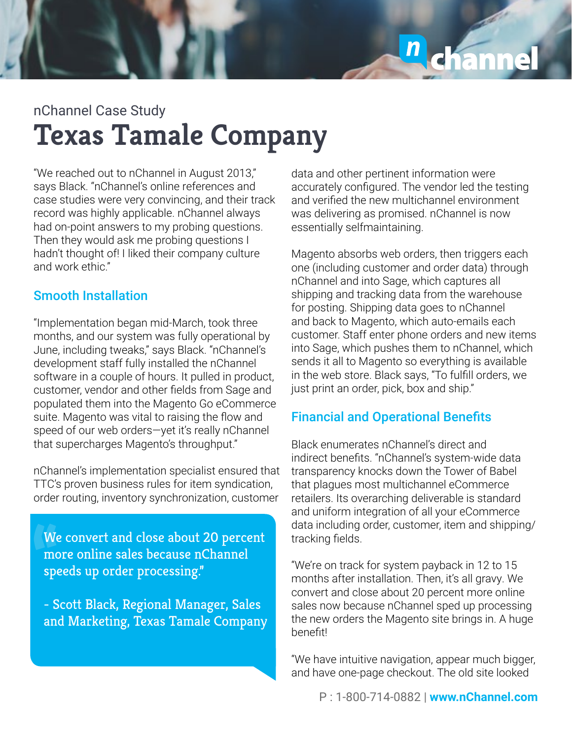nChannel Case Study

# Texas Tamale Company

"We reached out to nChannel in August 2013," says Black. "nChannel's online references and case studies were very convincing, and their track record was highly applicable. nChannel always had on-point answers to my probing questions. Then they would ask me probing questions I hadn't thought of! I liked their company culture and work ethic."

## Smooth Installation

"Implementation began mid-March, took three months, and our system was fully operational by June, including tweaks," says Black. "nChannel's development staff fully installed the nChannel software in a couple of hours. It pulled in product, customer, vendor and other fields from Sage and populated them into the Magento Go eCommerce suite. Magento was vital to raising the flow and speed of our web orders—yet it's really nChannel that supercharges Magento's throughput."

nChannel's implementation specialist ensured that TTC's proven business rules for item syndication, order routing, inventory synchronization, customer data and other pertinent information were accurately configured. The vendor led the testing and verified the new multichannel environment was delivering as promised. nChannel is now essentially selfmaintaining.

> We convert and close about 20 percent more online sales because nChannel speeds up order processing."
>
> - Scott Black, Regional Manager, Sales and Marketing, Texas Tamale Company

Magento absorbs web orders, then triggers each one (including customer and order data) through nChannel and into Sage, which captures all shipping and tracking data from the warehouse for posting. Shipping data goes to nChannel and back to Magento, which auto-emails each customer. Staff enter phone orders and new items into Sage, which pushes them to nChannel, which sends it all to Magento so everything is available in the web store. Black says, "To fulfill orders, we just print an order, pick, box and ship."

## Financial and Operational Benefits

Black enumerates nChannel's direct and indirect benefits. "nChannel's system-wide data transparency knocks down the Tower of Babel that plagues most multichannel eCommerce retailers. Its overarching deliverable is standard and uniform integration of all your eCommerce data including order, customer, item and shipping/tracking fields.

"We're on track for system payback in 12 to 15 months after installation. Then, it's all gravy. We convert and close about 20 percent more online sales now because nChannel sped up processing the new orders the Magento site brings in. A huge benefit!

"We have intuitive navigation, appear much bigger, and have one-page checkout. The old site looked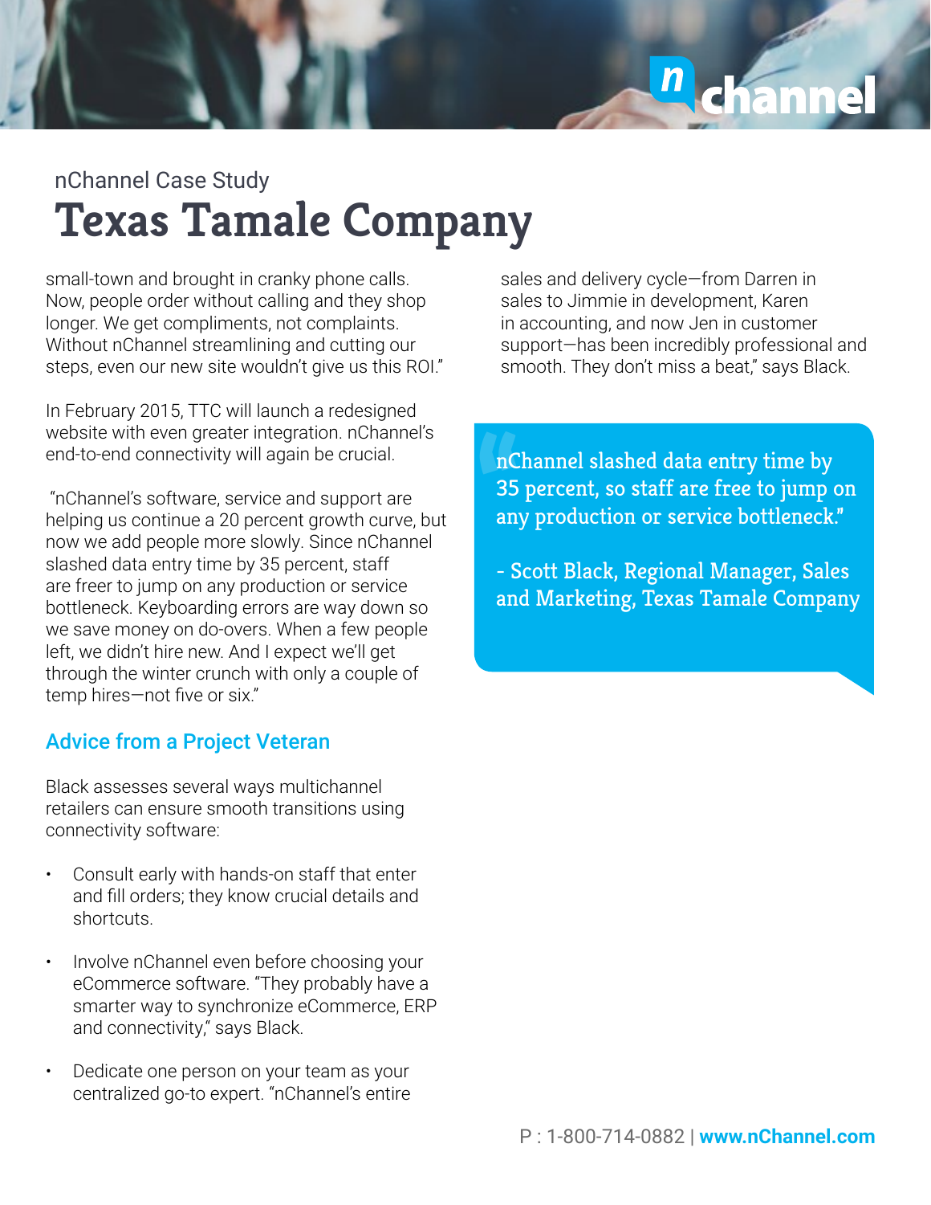small-town and brought in cranky phone calls. Now, people order without calling and they shop longer. We get compliments, not complaints. Without nChannel streamlining and cutting our steps, even our new site wouldn't give us this ROI."

In February 2015, TTC will launch a redesigned website with even greater integration. nChannel's end-to-end connectivity will again be crucial.

"nChannel's software, service and support are helping us continue a 20 percent growth curve, but now we add people more slowly. Since nChannel slashed data entry time by 35 percent, staff are freer to jump on any production or service bottleneck. Keyboarding errors are way down so we save money on do-overs. When a few people left, we didn't hire new. And I expect we'll get through the winter crunch with only a couple of temp hires—not five or six."

## Advice from a Project Veteran

Black assesses several ways multichannel retailers can ensure smooth transitions using connectivity software:

- Consult early with hands-on staff that enter and fill orders; they know crucial details and shortcuts.
- Involve nChannel even before choosing your eCommerce software. "They probably have a smarter way to synchronize eCommerce, ERP and connectivity," says Black.
- Dedicate one person on your team as your centralized go-to expert. "nChannel's entire sales and delivery cycle—from Darren in sales to Jimmie in development, Karen in accounting, and now Jen in customer support—has been incredibly professional and smooth. They don't miss a beat," says Black.

> "nChannel slashed data entry time by 35 percent, so staff are free to jump on any production or service bottleneck."
>
> - Scott Black, Regional Manager, Sales and Marketing, Texas Tamale Company

P : 1-800-714-0882 | **www.nChannel.com**